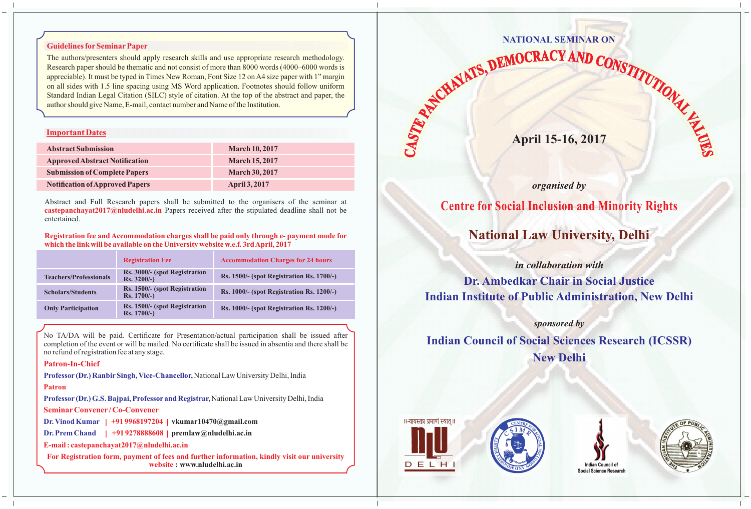### Guidelines for Seminar Paper

The authors/presenters should apply research skills and use appropriate research methodology. Research paper should be thematic and not consist of more than 8000 words (4000–6000 words is appreciable). It must be typed in Times New Roman, Font Size 12 on A4 size paper with 1" margin on all sides with 1.5 line spacing using MS Word application. Footnotes should follow uniform Standard Indian Legal Citation (SILC) style of citation. At the top of the abstract and paper, the author should give Name, E-mail, contact number and Name of the Institution.

### Important Dates

| | |
|---|---|
| **Abstract Submission** | **March 10, 2017** |
| **Approved Abstract Notification** | **March 15, 2017** |
| **Submission of Complete Papers** | **March 30, 2017** |
| **Notification of Approved Papers** | **April 3, 2017** |

Abstract and Full Research papers shall be submitted to the organisers of the seminar at **castepanchayat2017@nludelhi.ac.in** Papers received after the stipulated deadline shall not be entertained.

**Registration fee and Accommodation charges shall be paid only through e- payment mode for which the link will be available on the University website w.e.f. 3rd April, 2017**

| | Registration Fee | Accommodation Charges for 24 hours |
|---|---|---|
| **Teachers/Professionals** | Rs. 3000/- (spot Registration Rs. 3200/-) | Rs. 1500/- (spot Registration Rs. 1700/-) |
| **Scholars/Students** | Rs. 1500/- (spot Registration Rs. 1700/-) | Rs. 1000/- (spot Registration Rs. 1200/-) |
| **Only Participation** | Rs. 1500/- (spot Registration Rs. 1700/-) | Rs. 1000/- (spot Registration Rs. 1200/-) |

No TA/DA will be paid. Certificate for Presentation/actual participation shall be issued after completion of the event or will be mailed. No certificate shall be issued in absentia and there shall be no refund of registration fee at any stage.

**Patron-In-Chief**

**Professor (Dr.) Ranbir Singh, Vice-Chancellor,** National Law University Delhi, India

**Patron**

**Professor (Dr.) G.S. Bajpai, Professor and Registrar,** National Law University Delhi, India

**Seminar Convener / Co-Convener**

**Dr. Vinod Kumar | +91 9968197204 | vkumar10470@gmail.com**

**Dr. Prem Chand | +91 9278888608 | premlaw@nludelhi.ac.in**

**E-mail : castepanchayat2017@nludelhi.ac.in**

**For Registration form, payment of fees and further information, kindly visit our university website : www.nludelhi.ac.in**

---

NATIONAL SEMINAR ON

# CASTE PANCHAYATS, DEMOCRACY AND CONSTITUTIONAL VALUES

## April 15-16, 2017

*organised by*

## Centre for Social Inclusion and Minority Rights

## National Law University, Delhi

*in collaboration with*

## Dr. Ambedkar Chair in Social Justice
## Indian Institute of Public Administration, New Delhi

*sponsored by*

## Indian Council of Social Sciences Research (ICSSR)
## New Delhi

॥न्यायस्तत्र प्रमाणं स्यात्॥ NLU DELHI

Indian Council of Social Science Research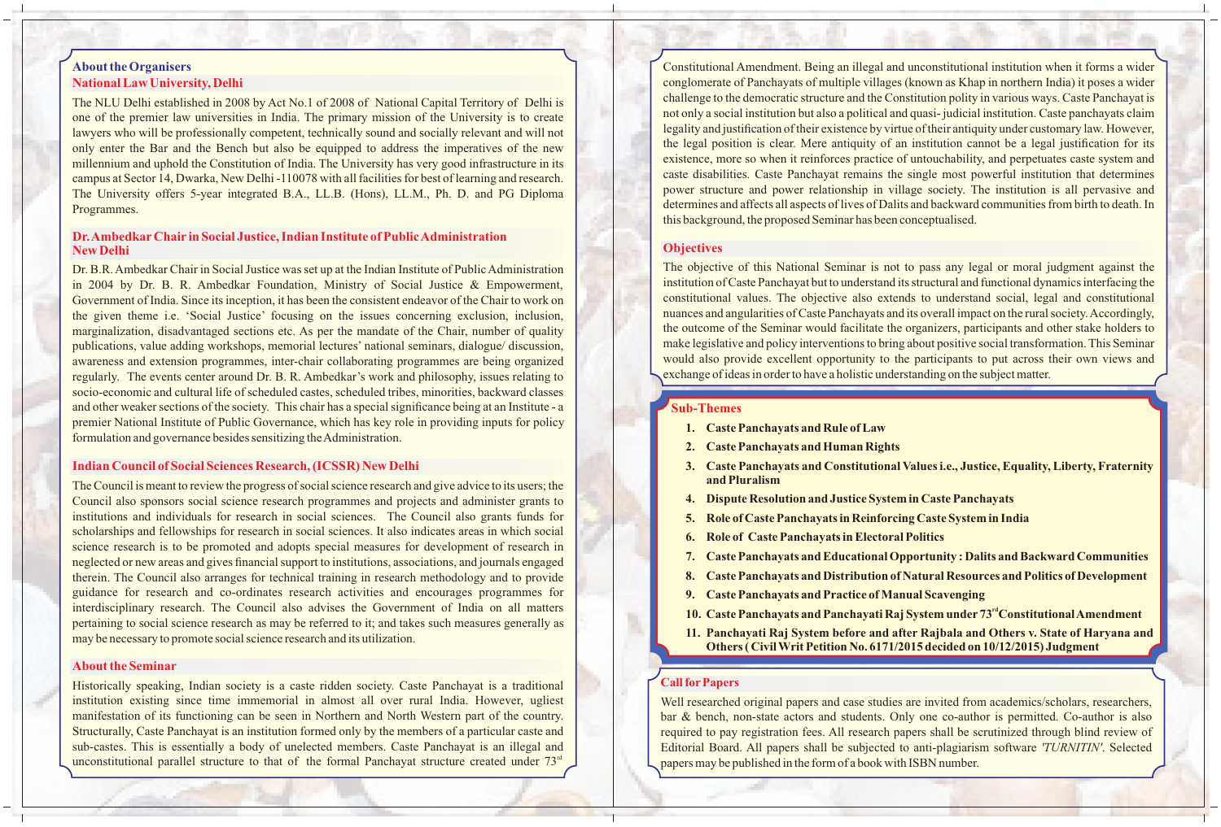## About the Organisers

### National Law University, Delhi

The NLU Delhi established in 2008 by Act No.1 of 2008 of National Capital Territory of Delhi is one of the premier law universities in India. The primary mission of the University is to create lawyers who will be professionally competent, technically sound and socially relevant and will not only enter the Bar and the Bench but also be equipped to address the imperatives of the new millennium and uphold the Constitution of India. The University has very good infrastructure in its campus at Sector 14, Dwarka, New Delhi -110078 with all facilities for best of learning and research. The University offers 5-year integrated B.A., LL.B. (Hons), LL.M., Ph. D. and PG Diploma Programmes.

### Dr. Ambedkar Chair in Social Justice, Indian Institute of Public Administration New Delhi

Dr. B.R. Ambedkar Chair in Social Justice was set up at the Indian Institute of Public Administration in 2004 by Dr. B. R. Ambedkar Foundation, Ministry of Social Justice & Empowerment, Government of India. Since its inception, it has been the consistent endeavor of the Chair to work on the given theme i.e. 'Social Justice' focusing on the issues concerning exclusion, inclusion, marginalization, disadvantaged sections etc. As per the mandate of the Chair, number of quality publications, value adding workshops, memorial lectures' national seminars, dialogue/ discussion, awareness and extension programmes, inter-chair collaborating programmes are being organized regularly. The events center around Dr. B. R. Ambedkar's work and philosophy, issues relating to socio-economic and cultural life of scheduled castes, scheduled tribes, minorities, backward classes and other weaker sections of the society. This chair has a special significance being at an Institute - a premier National Institute of Public Governance, which has key role in providing inputs for policy formulation and governance besides sensitizing the Administration.

### Indian Council of Social Sciences Research, (ICSSR) New Delhi

The Council is meant to review the progress of social science research and give advice to its users; the Council also sponsors social science research programmes and projects and administer grants to institutions and individuals for research in social sciences. The Council also grants funds for scholarships and fellowships for research in social sciences. It also indicates areas in which social science research is to be promoted and adopts special measures for development of research in neglected or new areas and gives financial support to institutions, associations, and journals engaged therein. The Council also arranges for technical training in research methodology and to provide guidance for research and co-ordinates research activities and encourages programmes for interdisciplinary research. The Council also advises the Government of India on all matters pertaining to social science research as may be referred to it; and takes such measures generally as may be necessary to promote social science research and its utilization.

## About the Seminar

Historically speaking, Indian society is a caste ridden society. Caste Panchayat is a traditional institution existing since time immemorial in almost all over rural India. However, ugliest manifestation of its functioning can be seen in Northern and North Western part of the country. Structurally, Caste Panchayat is an institution formed only by the members of a particular caste and sub-castes. This is essentially a body of unelected members. Caste Panchayat is an illegal and unconstitutional parallel structure to that of the formal Panchayat structure created under 73rd Constitutional Amendment. Being an illegal and unconstitutional institution when it forms a wider conglomerate of Panchayats of multiple villages (known as Khap in northern India) it poses a wider challenge to the democratic structure and the Constitution polity in various ways. Caste Panchayat is not only a social institution but also a political and quasi- judicial institution. Caste panchayats claim legality and justification of their existence by virtue of their antiquity under customary law. However, the legal position is clear. Mere antiquity of an institution cannot be a legal justification for its existence, more so when it reinforces practice of untouchability, and perpetuates caste system and caste disabilities. Caste Panchayat remains the single most powerful institution that determines power structure and power relationship in village society. The institution is all pervasive and determines and affects all aspects of lives of Dalits and backward communities from birth to death. In this background, the proposed Seminar has been conceptualised.

## Objectives

The objective of this National Seminar is not to pass any legal or moral judgment against the institution of Caste Panchayat but to understand its structural and functional dynamics interfacing the constitutional values. The objective also extends to understand social, legal and constitutional nuances and angularities of Caste Panchayats and its overall impact on the rural society. Accordingly, the outcome of the Seminar would facilitate the organizers, participants and other stake holders to make legislative and policy interventions to bring about positive social transformation. This Seminar would also provide excellent opportunity to the participants to put across their own views and exchange of ideas in order to have a holistic understanding on the subject matter.

## Sub-Themes

1. **Caste Panchayats and Rule of Law**
2. **Caste Panchayats and Human Rights**
3. **Caste Panchayats and Constitutional Values i.e., Justice, Equality, Liberty, Fraternity and Pluralism**
4. **Dispute Resolution and Justice System in Caste Panchayats**
5. **Role of Caste Panchayats in Reinforcing Caste System in India**
6. **Role of Caste Panchayats in Electoral Politics**
7. **Caste Panchayats and Educational Opportunity : Dalits and Backward Communities**
8. **Caste Panchayats and Distribution of Natural Resources and Politics of Development**
9. **Caste Panchayats and Practice of Manual Scavenging**
10. **Caste Panchayats and Panchayati Raj System under 73rd Constitutional Amendment**
11. **Panchayati Raj System before and after Rajbala and Others v. State of Haryana and Others ( Civil Writ Petition No. 6171/2015 decided on 10/12/2015) Judgment**

## Call for Papers

Well researched original papers and case studies are invited from academics/scholars, researchers, bar & bench, non-state actors and students. Only one co-author is permitted. Co-author is also required to pay registration fees. All research papers shall be scrutinized through blind review of Editorial Board. All papers shall be subjected to anti-plagiarism software *'TURNITIN'*. Selected papers may be published in the form of a book with ISBN number.